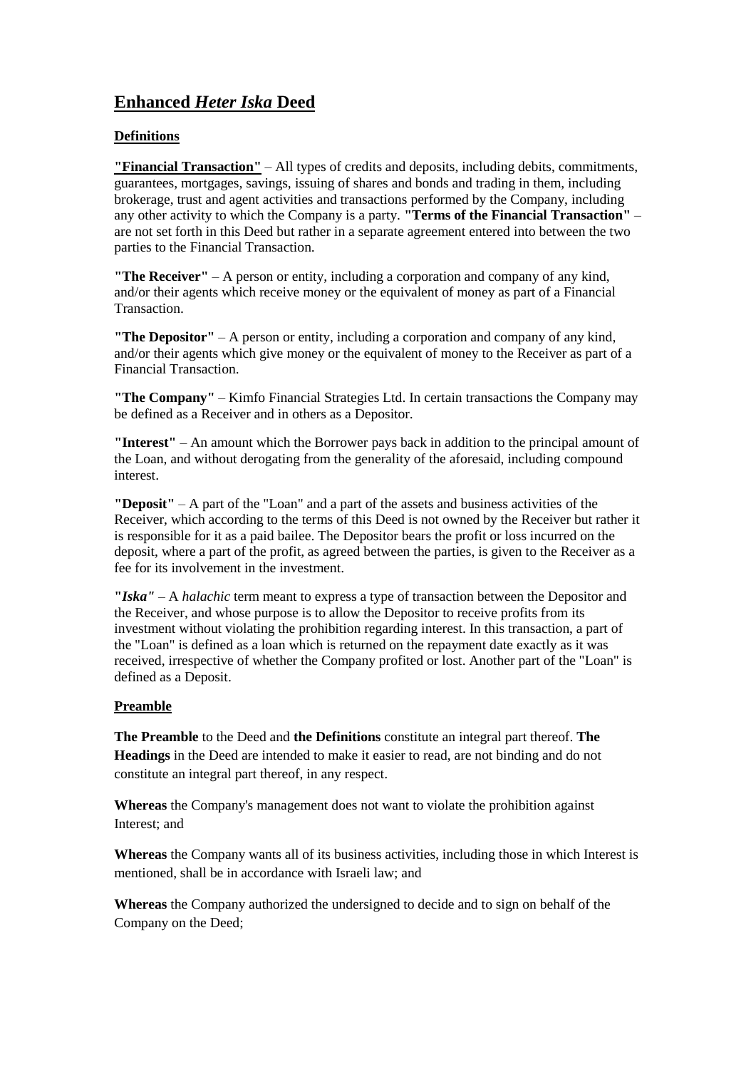# **Enhanced *Heter Iska* Deed**

**Definitions**

**"Financial Transaction"** – All types of credits and deposits, including debits, commitments, guarantees, mortgages, savings, issuing of shares and bonds and trading in them, including brokerage, trust and agent activities and transactions performed by the Company, including any other activity to which the Company is a party. **"Terms of the Financial Transaction"** – are not set forth in this Deed but rather in a separate agreement entered into between the two parties to the Financial Transaction.

**"The Receiver"** – A person or entity, including a corporation and company of any kind, and/or their agents which receive money or the equivalent of money as part of a Financial Transaction.

**"The Depositor"** – A person or entity, including a corporation and company of any kind, and/or their agents which give money or the equivalent of money to the Receiver as part of a Financial Transaction.

**"The Company"** – Kimfo Financial Strategies Ltd. In certain transactions the Company may be defined as a Receiver and in others as a Depositor.

**"Interest"** – An amount which the Borrower pays back in addition to the principal amount of the Loan, and without derogating from the generality of the aforesaid, including compound interest.

**"Deposit"** – A part of the "Loan" and a part of the assets and business activities of the Receiver, which according to the terms of this Deed is not owned by the Receiver but rather it is responsible for it as a paid bailee. The Depositor bears the profit or loss incurred on the deposit, where a part of the profit, as agreed between the parties, is given to the Receiver as a fee for its involvement in the investment.

**"*Iska*"** – A *halachic* term meant to express a type of transaction between the Depositor and the Receiver, and whose purpose is to allow the Depositor to receive profits from its investment without violating the prohibition regarding interest. In this transaction, a part of the "Loan" is defined as a loan which is returned on the repayment date exactly as it was received, irrespective of whether the Company profited or lost. Another part of the "Loan" is defined as a Deposit.

**Preamble**

**The Preamble** to the Deed and **the Definitions** constitute an integral part thereof. **The Headings** in the Deed are intended to make it easier to read, are not binding and do not constitute an integral part thereof, in any respect.

**Whereas** the Company's management does not want to violate the prohibition against Interest; and

**Whereas** the Company wants all of its business activities, including those in which Interest is mentioned, shall be in accordance with Israeli law; and

**Whereas** the Company authorized the undersigned to decide and to sign on behalf of the Company on the Deed;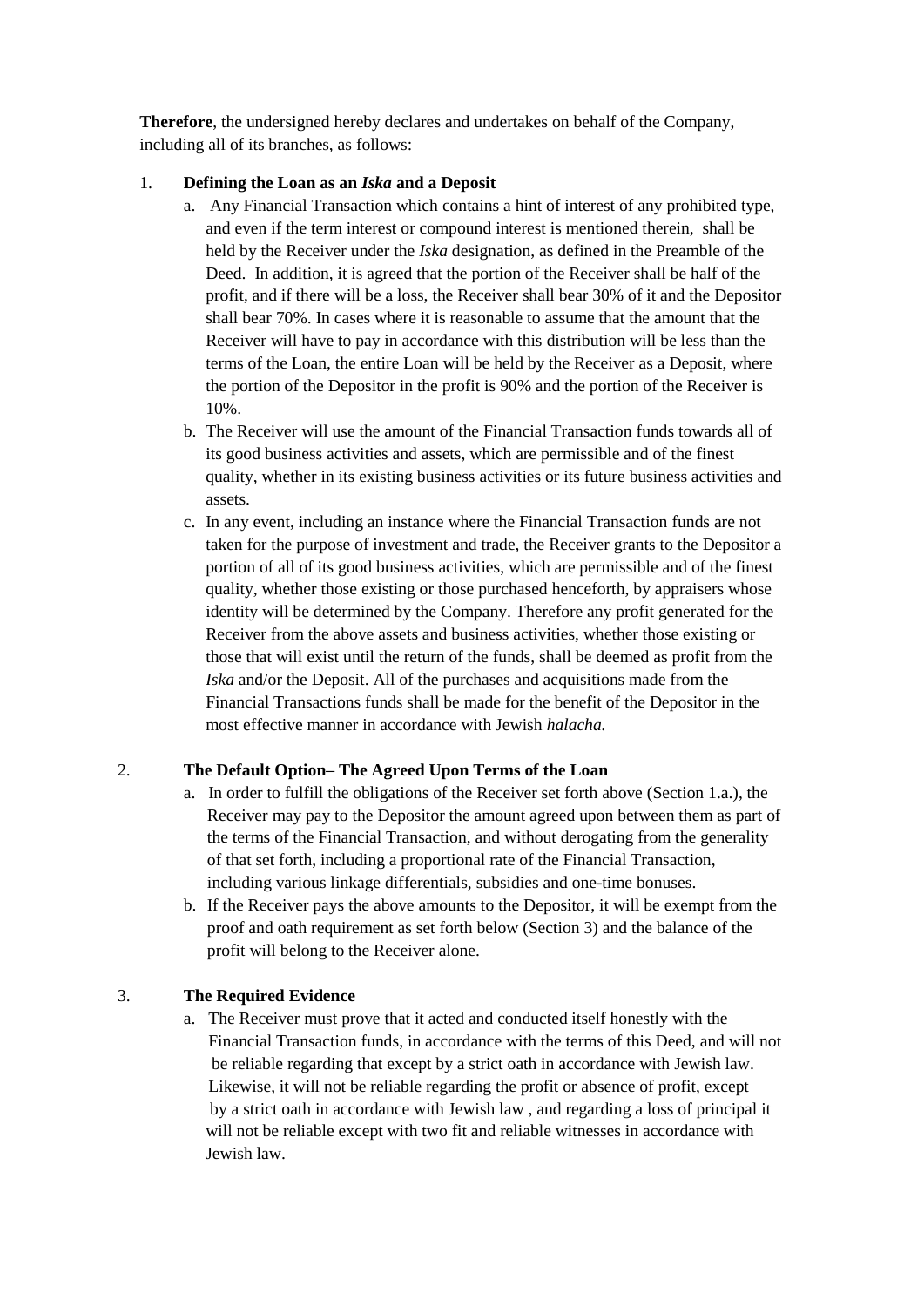**Therefore**, the undersigned hereby declares and undertakes on behalf of the Company, including all of its branches, as follows:

1. **Defining the Loan as an *Iska* and a Deposit**
    a. Any Financial Transaction which contains a hint of interest of any prohibited type, and even if the term interest or compound interest is mentioned therein, shall be held by the Receiver under the *Iska* designation, as defined in the Preamble of the Deed. In addition, it is agreed that the portion of the Receiver shall be half of the profit, and if there will be a loss, the Receiver shall bear 30% of it and the Depositor shall bear 70%. In cases where it is reasonable to assume that the amount that the Receiver will have to pay in accordance with this distribution will be less than the terms of the Loan, the entire Loan will be held by the Receiver as a Deposit, where the portion of the Depositor in the profit is 90% and the portion of the Receiver is 10%.
    b. The Receiver will use the amount of the Financial Transaction funds towards all of its good business activities and assets, which are permissible and of the finest quality, whether in its existing business activities or its future business activities and assets.
    c. In any event, including an instance where the Financial Transaction funds are not taken for the purpose of investment and trade, the Receiver grants to the Depositor a portion of all of its good business activities, which are permissible and of the finest quality, whether those existing or those purchased henceforth, by appraisers whose identity will be determined by the Company. Therefore any profit generated for the Receiver from the above assets and business activities, whether those existing or those that will exist until the return of the funds, shall be deemed as profit from the *Iska* and/or the Deposit. All of the purchases and acquisitions made from the Financial Transactions funds shall be made for the benefit of the Depositor in the most effective manner in accordance with Jewish *halacha.*

2. **The Default Option– The Agreed Upon Terms of the Loan**
    a. In order to fulfill the obligations of the Receiver set forth above (Section 1.a.), the Receiver may pay to the Depositor the amount agreed upon between them as part of the terms of the Financial Transaction, and without derogating from the generality of that set forth, including a proportional rate of the Financial Transaction, including various linkage differentials, subsidies and one-time bonuses.
    b. If the Receiver pays the above amounts to the Depositor, it will be exempt from the proof and oath requirement as set forth below (Section 3) and the balance of the profit will belong to the Receiver alone.

3. **The Required Evidence**
    a. The Receiver must prove that it acted and conducted itself honestly with the Financial Transaction funds, in accordance with the terms of this Deed, and will not be reliable regarding that except by a strict oath in accordance with Jewish law. Likewise, it will not be reliable regarding the profit or absence of profit, except by a strict oath in accordance with Jewish law , and regarding a loss of principal it will not be reliable except with two fit and reliable witnesses in accordance with Jewish law.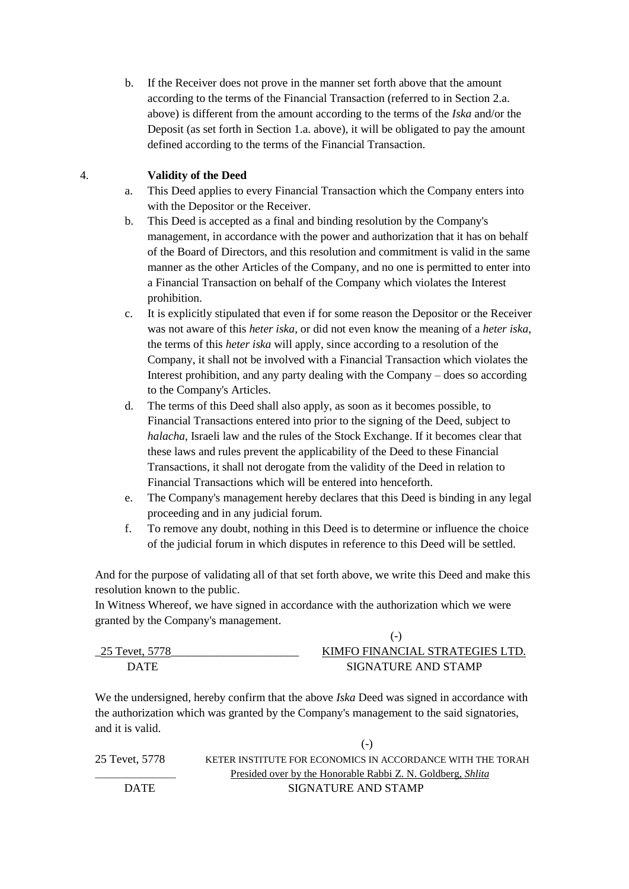b. If the Receiver does not prove in the manner set forth above that the amount according to the terms of the Financial Transaction (referred to in Section 2.a. above) is different from the amount according to the terms of the *Iska* and/or the Deposit (as set forth in Section 1.a. above), it will be obligated to pay the amount defined according to the terms of the Financial Transaction.

4. **Validity of the Deed**

a. This Deed applies to every Financial Transaction which the Company enters into with the Depositor or the Receiver.

b. This Deed is accepted as a final and binding resolution by the Company's management, in accordance with the power and authorization that it has on behalf of the Board of Directors, and this resolution and commitment is valid in the same manner as the other Articles of the Company, and no one is permitted to enter into a Financial Transaction on behalf of the Company which violates the Interest prohibition.

c. It is explicitly stipulated that even if for some reason the Depositor or the Receiver was not aware of this *heter iska*, or did not even know the meaning of a *heter iska*, the terms of this *heter iska* will apply, since according to a resolution of the Company, it shall not be involved with a Financial Transaction which violates the Interest prohibition, and any party dealing with the Company – does so according to the Company's Articles.

d. The terms of this Deed shall also apply, as soon as it becomes possible, to Financial Transactions entered into prior to the signing of the Deed, subject to *halacha*, Israeli law and the rules of the Stock Exchange. If it becomes clear that these laws and rules prevent the applicability of the Deed to these Financial Transactions, it shall not derogate from the validity of the Deed in relation to Financial Transactions which will be entered into henceforth.

e. The Company's management hereby declares that this Deed is binding in any legal proceeding and in any judicial forum.

f. To remove any doubt, nothing in this Deed is to determine or influence the choice of the judicial forum in which disputes in reference to this Deed will be settled.

And for the purpose of validating all of that set forth above, we write this Deed and make this resolution known to the public.
In Witness Whereof, we have signed in accordance with the authorization which we were granted by the Company's management.

(-)

25 Tevet, 5778 KIMFO FINANCIAL STRATEGIES LTD.

DATE SIGNATURE AND STAMP

We the undersigned, hereby confirm that the above *Iska* Deed was signed in accordance with the authorization which was granted by the Company's management to the said signatories, and it is valid.

(-)

25 Tevet, 5778 KETER INSTITUTE FOR ECONOMICS IN ACCORDANCE WITH THE TORAH

Presided over by the Honorable Rabbi Z. N. Goldberg, *Shlita*

DATE SIGNATURE AND STAMP